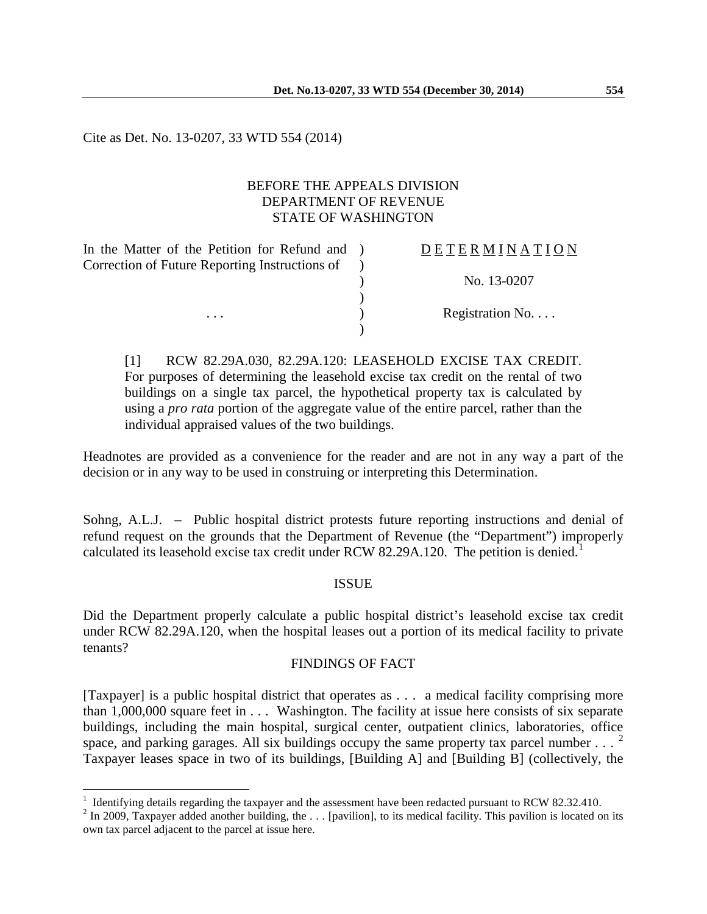Cite as Det. No. 13-0207, 33 WTD 554 (2014)

BEFORE THE APPEALS DIVISION
DEPARTMENT OF REVENUE
STATE OF WASHINGTON

| | | |
|---|---|---|
| In the Matter of the Petition for Refund and Correction of Future Reporting Instructions of | ) | D E T E R M I N A T I O N |
| | ) | No. 13-0207 |
| . . . | ) | Registration No. . . . |

> [1] RCW 82.29A.030, 82.29A.120: LEASEHOLD EXCISE TAX CREDIT. For purposes of determining the leasehold excise tax credit on the rental of two buildings on a single tax parcel, the hypothetical property tax is calculated by using a *pro rata* portion of the aggregate value of the entire parcel, rather than the individual appraised values of the two buildings.

Headnotes are provided as a convenience for the reader and are not in any way a part of the decision or in any way to be used in construing or interpreting this Determination.

Sohng, A.L.J. – Public hospital district protests future reporting instructions and denial of refund request on the grounds that the Department of Revenue (the "Department") improperly calculated its leasehold excise tax credit under RCW 82.29A.120. The petition is denied.[1]

## ISSUE

Did the Department properly calculate a public hospital district's leasehold excise tax credit under RCW 82.29A.120, when the hospital leases out a portion of its medical facility to private tenants?

## FINDINGS OF FACT

[Taxpayer] is a public hospital district that operates as . . . a medical facility comprising more than 1,000,000 square feet in . . . Washington. The facility at issue here consists of six separate buildings, including the main hospital, surgical center, outpatient clinics, laboratories, office space, and parking garages. All six buildings occupy the same property tax parcel number . . . [2] Taxpayer leases space in two of its buildings, [Building A] and [Building B] (collectively, the

[1] Identifying details regarding the taxpayer and the assessment have been redacted pursuant to RCW 82.32.410.

[2] In 2009, Taxpayer added another building, the . . . [pavilion], to its medical facility. This pavilion is located on its own tax parcel adjacent to the parcel at issue here.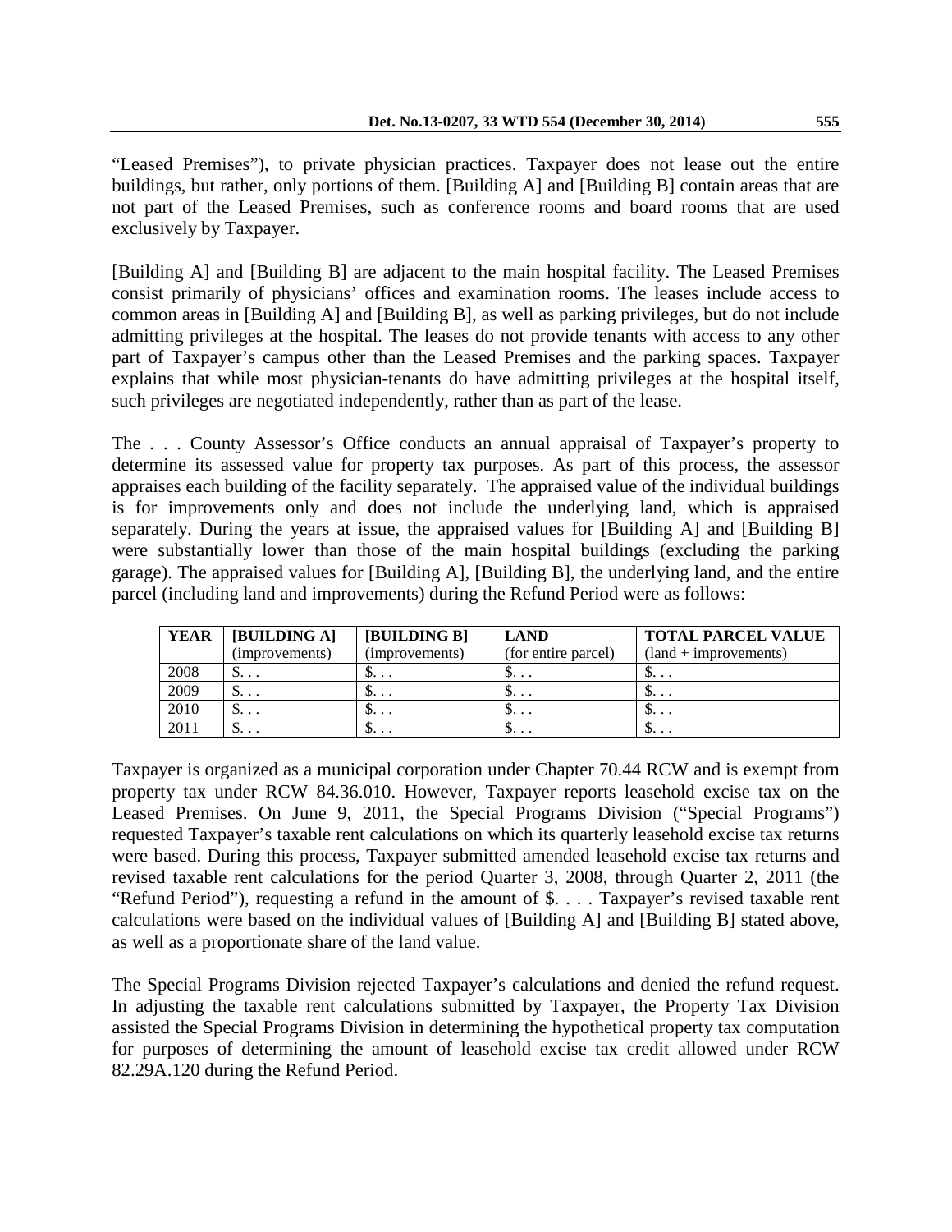"Leased Premises"), to private physician practices. Taxpayer does not lease out the entire buildings, but rather, only portions of them. [Building A] and [Building B] contain areas that are not part of the Leased Premises, such as conference rooms and board rooms that are used exclusively by Taxpayer.

[Building A] and [Building B] are adjacent to the main hospital facility. The Leased Premises consist primarily of physicians' offices and examination rooms. The leases include access to common areas in [Building A] and [Building B], as well as parking privileges, but do not include admitting privileges at the hospital. The leases do not provide tenants with access to any other part of Taxpayer's campus other than the Leased Premises and the parking spaces. Taxpayer explains that while most physician-tenants do have admitting privileges at the hospital itself, such privileges are negotiated independently, rather than as part of the lease.

The . . . County Assessor's Office conducts an annual appraisal of Taxpayer's property to determine its assessed value for property tax purposes. As part of this process, the assessor appraises each building of the facility separately. The appraised value of the individual buildings is for improvements only and does not include the underlying land, which is appraised separately. During the years at issue, the appraised values for [Building A] and [Building B] were substantially lower than those of the main hospital buildings (excluding the parking garage). The appraised values for [Building A], [Building B], the underlying land, and the entire parcel (including land and improvements) during the Refund Period were as follows:

| **YEAR** | **[BUILDING A]** (improvements) | **[BUILDING B]** (improvements) | **LAND** (for entire parcel) | **TOTAL PARCEL VALUE** (land + improvements) |
|---|---|---|---|---|
| 2008 | $. . . | $. . . | $. . . | $. . . |
| 2009 | $. . . | $. . . | $. . . | $. . . |
| 2010 | $. . . | $. . . | $. . . | $. . . |
| 2011 | $. . . | $. . . | $. . . | $. . . |

Taxpayer is organized as a municipal corporation under Chapter 70.44 RCW and is exempt from property tax under RCW 84.36.010. However, Taxpayer reports leasehold excise tax on the Leased Premises. On June 9, 2011, the Special Programs Division ("Special Programs") requested Taxpayer's taxable rent calculations on which its quarterly leasehold excise tax returns were based. During this process, Taxpayer submitted amended leasehold excise tax returns and revised taxable rent calculations for the period Quarter 3, 2008, through Quarter 2, 2011 (the "Refund Period"), requesting a refund in the amount of $. . . . Taxpayer's revised taxable rent calculations were based on the individual values of [Building A] and [Building B] stated above, as well as a proportionate share of the land value.

The Special Programs Division rejected Taxpayer's calculations and denied the refund request. In adjusting the taxable rent calculations submitted by Taxpayer, the Property Tax Division assisted the Special Programs Division in determining the hypothetical property tax computation for purposes of determining the amount of leasehold excise tax credit allowed under RCW 82.29A.120 during the Refund Period.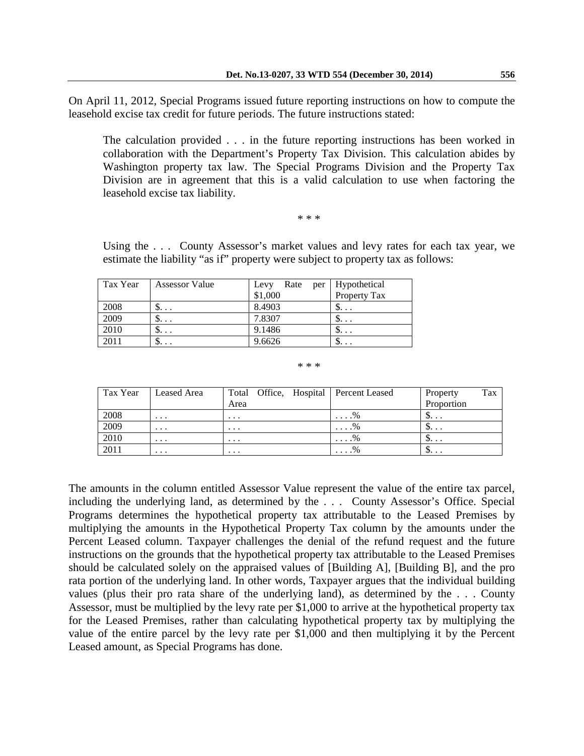On April 11, 2012, Special Programs issued future reporting instructions on how to compute the leasehold excise tax credit for future periods. The future instructions stated:

> The calculation provided . . . in the future reporting instructions has been worked in collaboration with the Department's Property Tax Division. This calculation abides by Washington property tax law. The Special Programs Division and the Property Tax Division are in agreement that this is a valid calculation to use when factoring the leasehold excise tax liability.
>
> \* \* \*
>
> Using the . . . County Assessor's market values and levy rates for each tax year, we estimate the liability "as if" property were subject to property tax as follows:

| Tax Year | Assessor Value | Levy Rate per $1,000 | Hypothetical Property Tax |
|---|---|---|---|
| 2008 | $. . . | 8.4903 | $. . . |
| 2009 | $. . . | 7.8307 | $. . . |
| 2010 | $. . . | 9.1486 | $. . . |
| 2011 | $. . . | 9.6626 | $. . . |

\* \* \*

| Tax Year | Leased Area | Total Office, Hospital Area | Percent Leased | Property Tax Proportion |
|---|---|---|---|---|
| 2008 | . . . | . . . | . . . .% | $. . . |
| 2009 | . . . | . . . | . . . .% | $. . . |
| 2010 | . . . | . . . | . . . .% | $. . . |
| 2011 | . . . | . . . | . . . .% | $. . . |

The amounts in the column entitled Assessor Value represent the value of the entire tax parcel, including the underlying land, as determined by the . . . County Assessor's Office. Special Programs determines the hypothetical property tax attributable to the Leased Premises by multiplying the amounts in the Hypothetical Property Tax column by the amounts under the Percent Leased column. Taxpayer challenges the denial of the refund request and the future instructions on the grounds that the hypothetical property tax attributable to the Leased Premises should be calculated solely on the appraised values of [Building A], [Building B], and the pro rata portion of the underlying land. In other words, Taxpayer argues that the individual building values (plus their pro rata share of the underlying land), as determined by the . . . County Assessor, must be multiplied by the levy rate per $1,000 to arrive at the hypothetical property tax for the Leased Premises, rather than calculating hypothetical property tax by multiplying the value of the entire parcel by the levy rate per $1,000 and then multiplying it by the Percent Leased amount, as Special Programs has done.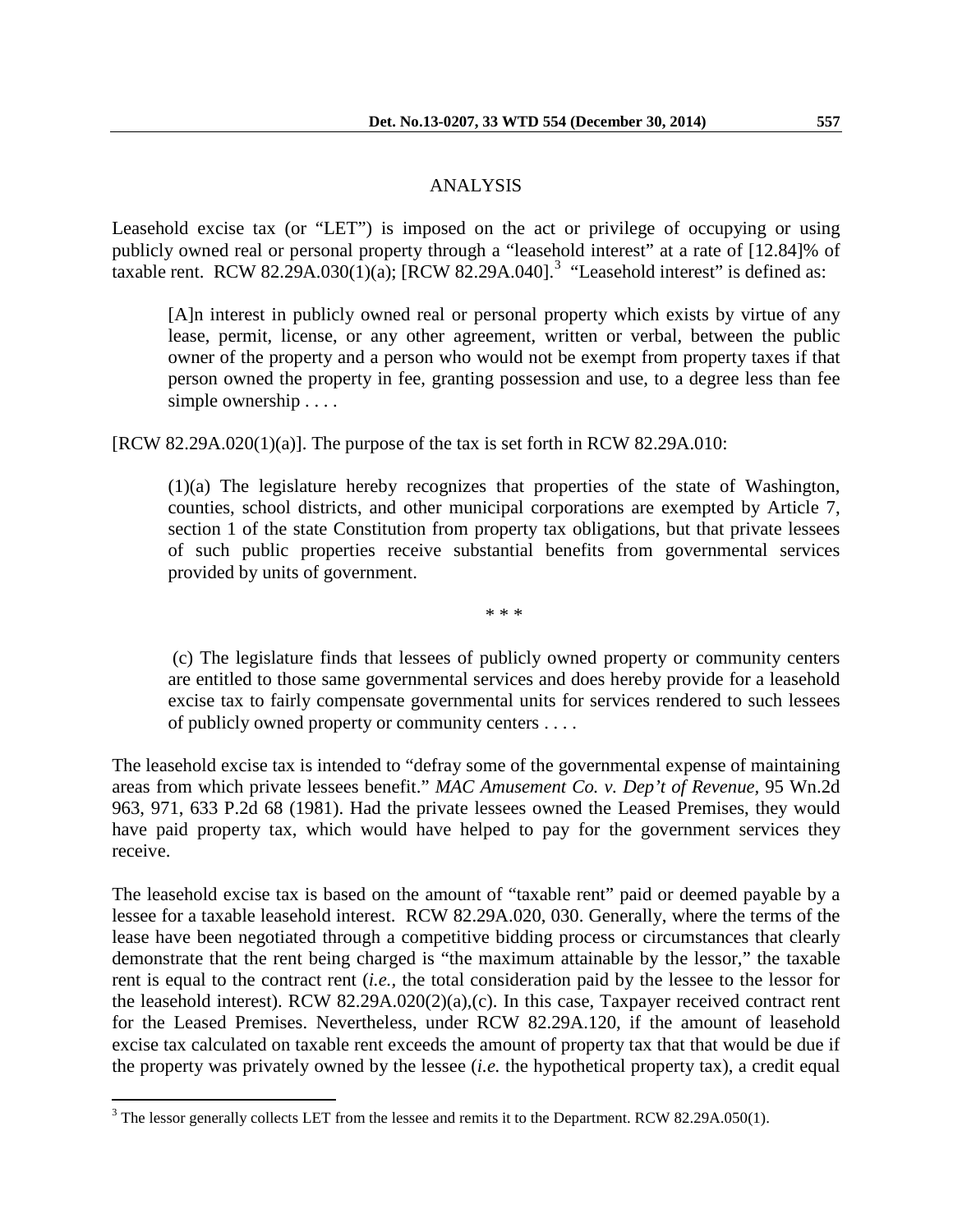## ANALYSIS

Leasehold excise tax (or "LET") is imposed on the act or privilege of occupying or using publicly owned real or personal property through a "leasehold interest" at a rate of [12.84]% of taxable rent. RCW 82.29A.030(1)(a); [RCW 82.29A.040].[3] "Leasehold interest" is defined as:

> [A]n interest in publicly owned real or personal property which exists by virtue of any lease, permit, license, or any other agreement, written or verbal, between the public owner of the property and a person who would not be exempt from property taxes if that person owned the property in fee, granting possession and use, to a degree less than fee simple ownership . . . .

[RCW 82.29A.020(1)(a)]. The purpose of the tax is set forth in RCW 82.29A.010:

> (1)(a) The legislature hereby recognizes that properties of the state of Washington, counties, school districts, and other municipal corporations are exempted by Article 7, section 1 of the state Constitution from property tax obligations, but that private lessees of such public properties receive substantial benefits from governmental services provided by units of government.
>
> \* \* \*
>
> (c) The legislature finds that lessees of publicly owned property or community centers are entitled to those same governmental services and does hereby provide for a leasehold excise tax to fairly compensate governmental units for services rendered to such lessees of publicly owned property or community centers . . . .

The leasehold excise tax is intended to "defray some of the governmental expense of maintaining areas from which private lessees benefit." *MAC Amusement Co. v. Dep't of Revenue,* 95 Wn.2d 963, 971, 633 P.2d 68 (1981). Had the private lessees owned the Leased Premises, they would have paid property tax, which would have helped to pay for the government services they receive.

The leasehold excise tax is based on the amount of "taxable rent" paid or deemed payable by a lessee for a taxable leasehold interest. RCW 82.29A.020, 030. Generally, where the terms of the lease have been negotiated through a competitive bidding process or circumstances that clearly demonstrate that the rent being charged is "the maximum attainable by the lessor," the taxable rent is equal to the contract rent (*i.e.,* the total consideration paid by the lessee to the lessor for the leasehold interest). RCW 82.29A.020(2)(a),(c). In this case, Taxpayer received contract rent for the Leased Premises. Nevertheless, under RCW 82.29A.120, if the amount of leasehold excise tax calculated on taxable rent exceeds the amount of property tax that that would be due if the property was privately owned by the lessee (*i.e.* the hypothetical property tax), a credit equal

---

[3] The lessor generally collects LET from the lessee and remits it to the Department. RCW 82.29A.050(1).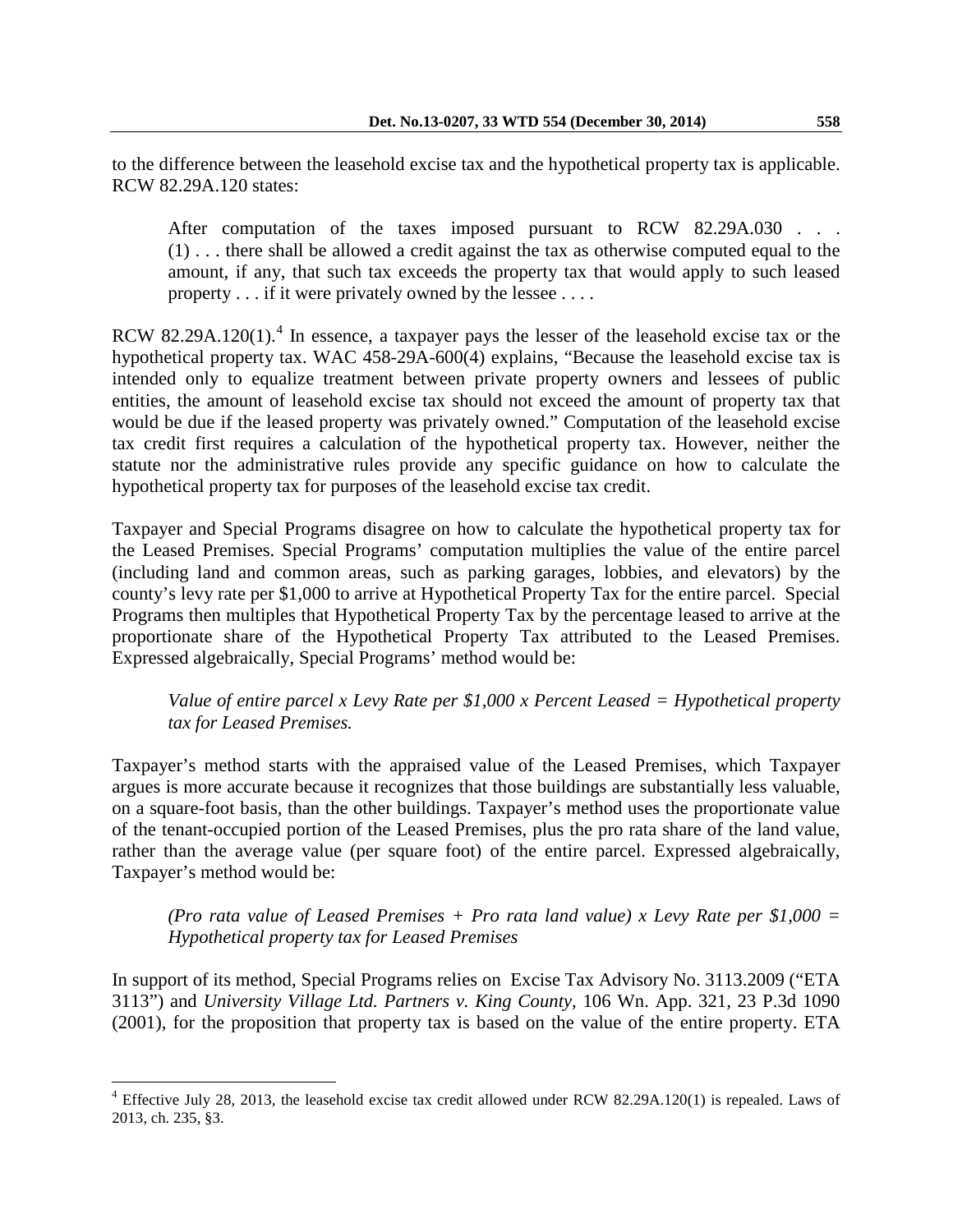to the difference between the leasehold excise tax and the hypothetical property tax is applicable. RCW 82.29A.120 states:

> After computation of the taxes imposed pursuant to RCW 82.29A.030 . . . (1) . . . there shall be allowed a credit against the tax as otherwise computed equal to the amount, if any, that such tax exceeds the property tax that would apply to such leased property . . . if it were privately owned by the lessee . . . .

RCW 82.29A.120(1).[4] In essence, a taxpayer pays the lesser of the leasehold excise tax or the hypothetical property tax. WAC 458-29A-600(4) explains, "Because the leasehold excise tax is intended only to equalize treatment between private property owners and lessees of public entities, the amount of leasehold excise tax should not exceed the amount of property tax that would be due if the leased property was privately owned." Computation of the leasehold excise tax credit first requires a calculation of the hypothetical property tax. However, neither the statute nor the administrative rules provide any specific guidance on how to calculate the hypothetical property tax for purposes of the leasehold excise tax credit.

Taxpayer and Special Programs disagree on how to calculate the hypothetical property tax for the Leased Premises. Special Programs' computation multiplies the value of the entire parcel (including land and common areas, such as parking garages, lobbies, and elevators) by the county's levy rate per $1,000 to arrive at Hypothetical Property Tax for the entire parcel. Special Programs then multiples that Hypothetical Property Tax by the percentage leased to arrive at the proportionate share of the Hypothetical Property Tax attributed to the Leased Premises. Expressed algebraically, Special Programs' method would be:

> *Value of entire parcel x Levy Rate per $1,000 x Percent Leased = Hypothetical property tax for Leased Premises.*

Taxpayer's method starts with the appraised value of the Leased Premises, which Taxpayer argues is more accurate because it recognizes that those buildings are substantially less valuable, on a square-foot basis, than the other buildings. Taxpayer's method uses the proportionate value of the tenant-occupied portion of the Leased Premises, plus the pro rata share of the land value, rather than the average value (per square foot) of the entire parcel. Expressed algebraically, Taxpayer's method would be:

> *(Pro rata value of Leased Premises + Pro rata land value) x Levy Rate per $1,000 = Hypothetical property tax for Leased Premises*

In support of its method, Special Programs relies on Excise Tax Advisory No. 3113.2009 ("ETA 3113") and *University Village Ltd. Partners v. King County*, 106 Wn. App. 321, 23 P.3d 1090 (2001), for the proposition that property tax is based on the value of the entire property. ETA

---

[4] Effective July 28, 2013, the leasehold excise tax credit allowed under RCW 82.29A.120(1) is repealed. Laws of 2013, ch. 235, §3.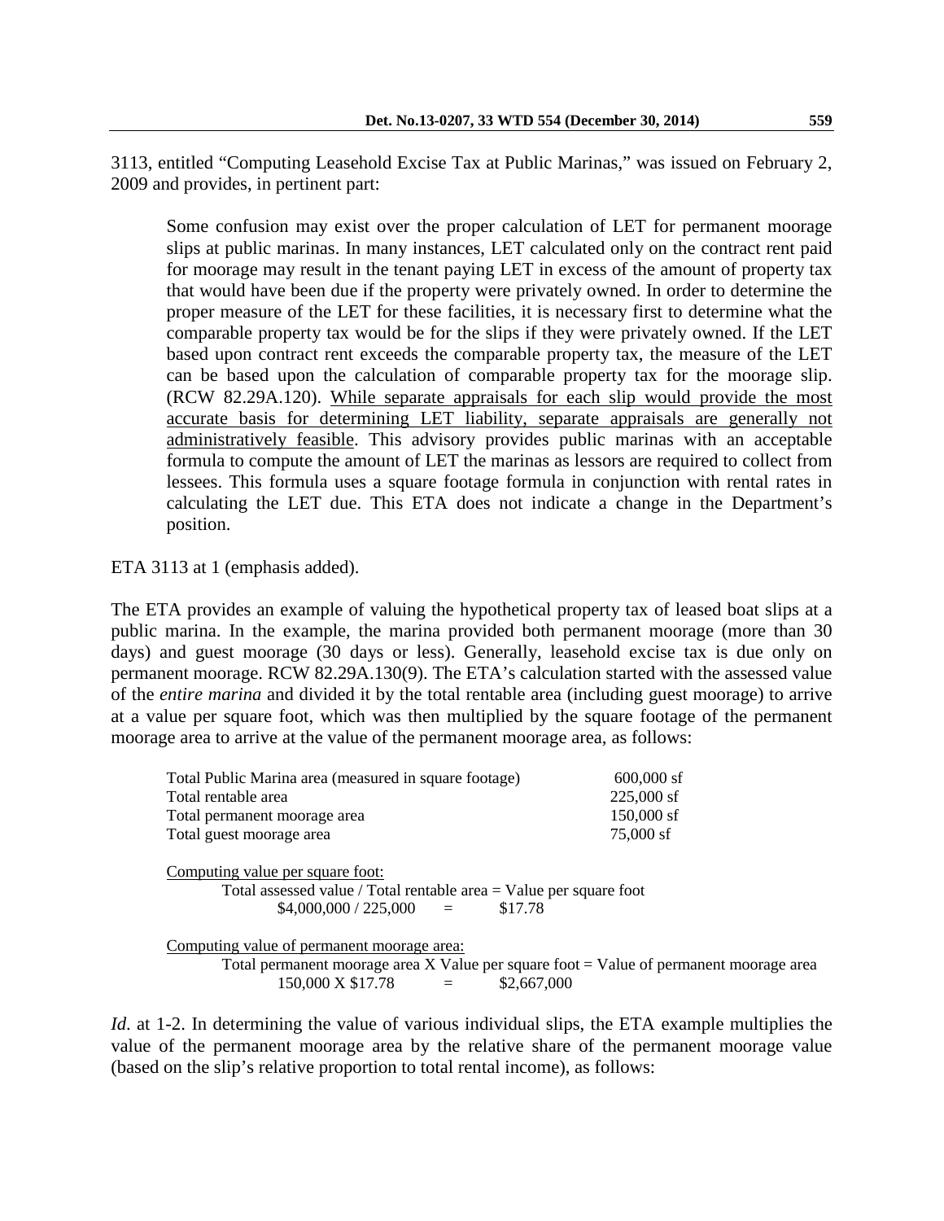3113, entitled "Computing Leasehold Excise Tax at Public Marinas," was issued on February 2, 2009 and provides, in pertinent part:

> Some confusion may exist over the proper calculation of LET for permanent moorage slips at public marinas. In many instances, LET calculated only on the contract rent paid for moorage may result in the tenant paying LET in excess of the amount of property tax that would have been due if the property were privately owned. In order to determine the proper measure of the LET for these facilities, it is necessary first to determine what the comparable property tax would be for the slips if they were privately owned. If the LET based upon contract rent exceeds the comparable property tax, the measure of the LET can be based upon the calculation of comparable property tax for the moorage slip. (RCW 82.29A.120). <u>While separate appraisals for each slip would provide the most accurate basis for determining LET liability, separate appraisals are generally not administratively feasible</u>. This advisory provides public marinas with an acceptable formula to compute the amount of LET the marinas as lessors are required to collect from lessees. This formula uses a square footage formula in conjunction with rental rates in calculating the LET due. This ETA does not indicate a change in the Department's position.

ETA 3113 at 1 (emphasis added).

The ETA provides an example of valuing the hypothetical property tax of leased boat slips at a public marina. In the example, the marina provided both permanent moorage (more than 30 days) and guest moorage (30 days or less). Generally, leasehold excise tax is due only on permanent moorage. RCW 82.29A.130(9). The ETA's calculation started with the assessed value of the *entire marina* and divided it by the total rentable area (including guest moorage) to arrive at a value per square foot, which was then multiplied by the square footage of the permanent moorage area to arrive at the value of the permanent moorage area, as follows:

| | |
|---|---|
| Total Public Marina area (measured in square footage) | 600,000 sf |
| Total rentable area | 225,000 sf |
| Total permanent moorage area | 150,000 sf |
| Total guest moorage area | 75,000 sf |

<u>Computing value per square foot:</u>

Total assessed value / Total rentable area = Value per square foot

$4,000,000 / 225,000 = $17.78

<u>Computing value of permanent moorage area:</u>

Total permanent moorage area X Value per square foot = Value of permanent moorage area

150,000 X $17.78 = $2,667,000

*Id*. at 1-2. In determining the value of various individual slips, the ETA example multiplies the value of the permanent moorage area by the relative share of the permanent moorage value (based on the slip's relative proportion to total rental income), as follows: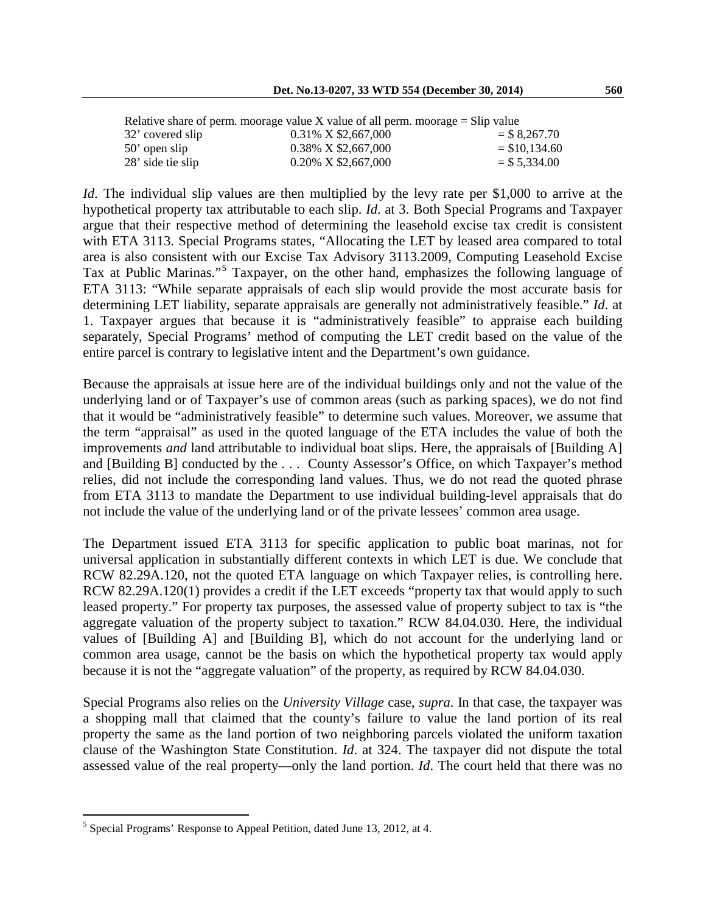| Relative share of perm. moorage value X value of all perm. moorage = Slip value | | |
|---|---|---|
| 32' covered slip | 0.31% X $2,667,000 | = $ 8,267.70 |
| 50' open slip | 0.38% X $2,667,000 | = $10,134.60 |
| 28' side tie slip | 0.20% X $2,667,000 | = $ 5,334.00 |

*Id*. The individual slip values are then multiplied by the levy rate per $1,000 to arrive at the hypothetical property tax attributable to each slip. *Id*. at 3. Both Special Programs and Taxpayer argue that their respective method of determining the leasehold excise tax credit is consistent with ETA 3113. Special Programs states, "Allocating the LET by leased area compared to total area is also consistent with our Excise Tax Advisory 3113.2009, Computing Leasehold Excise Tax at Public Marinas."[5] Taxpayer, on the other hand, emphasizes the following language of ETA 3113: "While separate appraisals of each slip would provide the most accurate basis for determining LET liability, separate appraisals are generally not administratively feasible." *Id*. at 1. Taxpayer argues that because it is "administratively feasible" to appraise each building separately, Special Programs' method of computing the LET credit based on the value of the entire parcel is contrary to legislative intent and the Department's own guidance.

Because the appraisals at issue here are of the individual buildings only and not the value of the underlying land or of Taxpayer's use of common areas (such as parking spaces), we do not find that it would be "administratively feasible" to determine such values. Moreover, we assume that the term "appraisal" as used in the quoted language of the ETA includes the value of both the improvements *and* land attributable to individual boat slips. Here, the appraisals of [Building A] and [Building B] conducted by the . . . County Assessor's Office, on which Taxpayer's method relies, did not include the corresponding land values. Thus, we do not read the quoted phrase from ETA 3113 to mandate the Department to use individual building-level appraisals that do not include the value of the underlying land or of the private lessees' common area usage.

The Department issued ETA 3113 for specific application to public boat marinas, not for universal application in substantially different contexts in which LET is due. We conclude that RCW 82.29A.120, not the quoted ETA language on which Taxpayer relies, is controlling here. RCW 82.29A.120(1) provides a credit if the LET exceeds "property tax that would apply to such leased property." For property tax purposes, the assessed value of property subject to tax is "the aggregate valuation of the property subject to taxation." RCW 84.04.030. Here, the individual values of [Building A] and [Building B], which do not account for the underlying land or common area usage, cannot be the basis on which the hypothetical property tax would apply because it is not the "aggregate valuation" of the property, as required by RCW 84.04.030.

Special Programs also relies on the *University Village* case, *supra*. In that case, the taxpayer was a shopping mall that claimed that the county's failure to value the land portion of its real property the same as the land portion of two neighboring parcels violated the uniform taxation clause of the Washington State Constitution. *Id*. at 324. The taxpayer did not dispute the total assessed value of the real property—only the land portion. *Id*. The court held that there was no

---

[5] Special Programs' Response to Appeal Petition, dated June 13, 2012, at 4.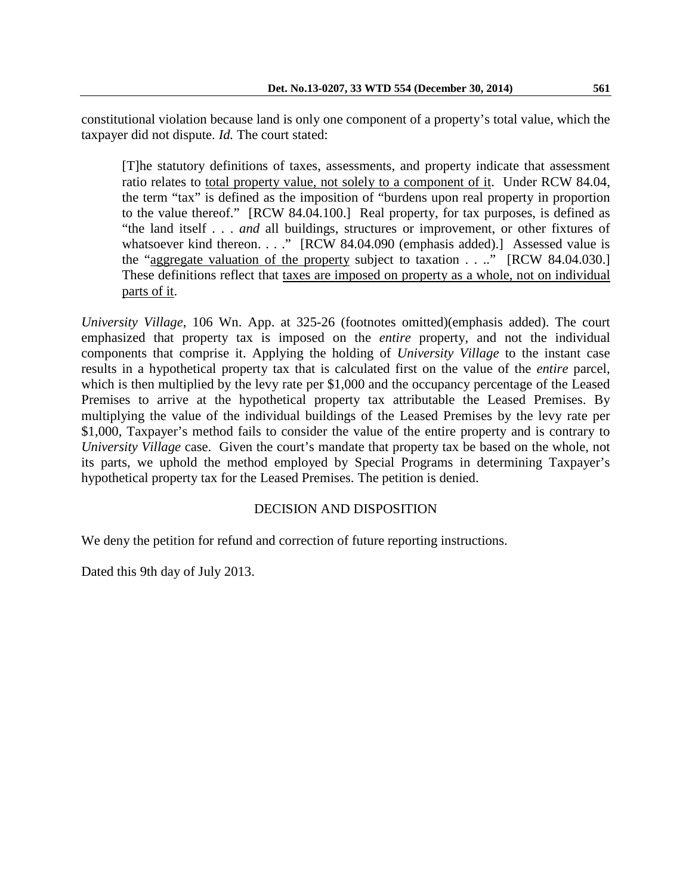constitutional violation because land is only one component of a property's total value, which the taxpayer did not dispute. *Id.* The court stated:

> [T]he statutory definitions of taxes, assessments, and property indicate that assessment ratio relates to <u>total property value, not solely to a component of it</u>. Under RCW 84.04, the term "tax" is defined as the imposition of "burdens upon real property in proportion to the value thereof." [RCW 84.04.100.] Real property, for tax purposes, is defined as "the land itself . . . *and* all buildings, structures or improvement, or other fixtures of whatsoever kind thereon. . . ." [RCW 84.04.090 (emphasis added).] Assessed value is the "<u>aggregate valuation of the property</u> subject to taxation . . .." [RCW 84.04.030.] These definitions reflect that <u>taxes are imposed on property as a whole, not on individual parts of it</u>.

*University Village*, 106 Wn. App. at 325-26 (footnotes omitted)(emphasis added). The court emphasized that property tax is imposed on the *entire* property, and not the individual components that comprise it. Applying the holding of *University Village* to the instant case results in a hypothetical property tax that is calculated first on the value of the *entire* parcel, which is then multiplied by the levy rate per $1,000 and the occupancy percentage of the Leased Premises to arrive at the hypothetical property tax attributable the Leased Premises. By multiplying the value of the individual buildings of the Leased Premises by the levy rate per $1,000, Taxpayer's method fails to consider the value of the entire property and is contrary to *University Village* case. Given the court's mandate that property tax be based on the whole, not its parts, we uphold the method employed by Special Programs in determining Taxpayer's hypothetical property tax for the Leased Premises. The petition is denied.

## DECISION AND DISPOSITION

We deny the petition for refund and correction of future reporting instructions.

Dated this 9th day of July 2013.